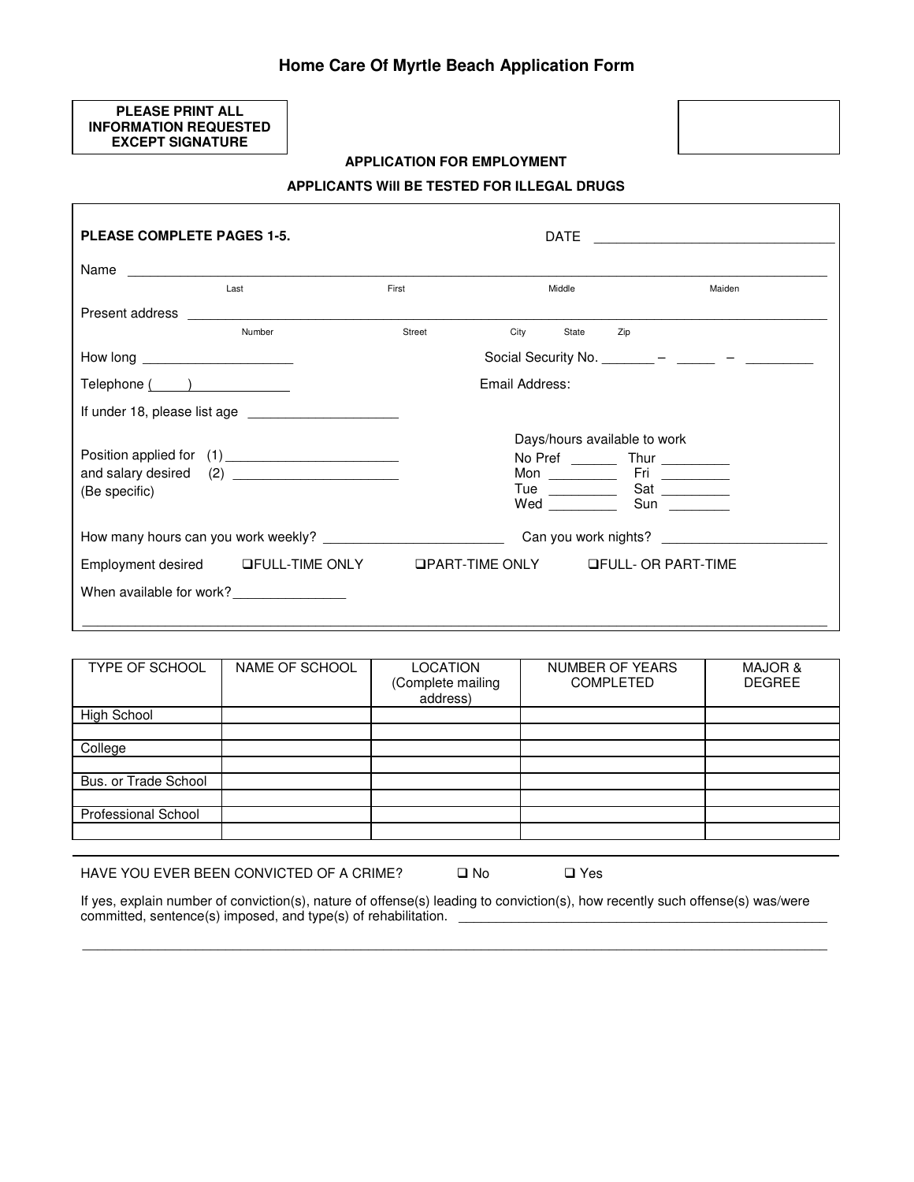# Home Care Of Myrtle Beach Application Form

**PLEASE PRINT ALL INFORMATION REQUESTED EXCEPT SIGNATURE**

**APPLICATION FOR EMPLOYMENT**

**APPLICANTS Will BE TESTED FOR ILLEGAL DRUGS**

**PLEASE COMPLETE PAGES 1-5.** DATE ______________________________

Name ______________________________________________________________
Last First Middle Maiden

Present address ______________________________________________________
Number Street City State Zip

How long ____________________ Social Security No. _______ – _____ – _________

Telephone (_____) _____________ Email Address:

If under 18, please list age ____________________

Position applied for (1) _______________________
and salary desired (2) _______________________
(Be specific)

Days/hours available to work
No Pref _______ Thur _________
Mon _________ Fri _________
Tue _________ Sat _________
Wed _________ Sun ________

How many hours can you work weekly? ________________________ Can you work nights? _____________________

Employment desired ❑FULL-TIME ONLY ❑PART-TIME ONLY ❑FULL- OR PART-TIME

When available for work?_______________

| TYPE OF SCHOOL | NAME OF SCHOOL | LOCATION (Complete mailing address) | NUMBER OF YEARS COMPLETED | MAJOR & DEGREE |
|---|---|---|---|---|
| High School | | | | |
| | | | | |
| College | | | | |
| | | | | |
| Bus. or Trade School | | | | |
| | | | | |
| Professional School | | | | |
| | | | | |

HAVE YOU EVER BEEN CONVICTED OF A CRIME? ❑ No ❑ Yes

If yes, explain number of conviction(s), nature of offense(s) leading to conviction(s), how recently such offense(s) was/were committed, sentence(s) imposed, and type(s) of rehabilitation. ______________________________________________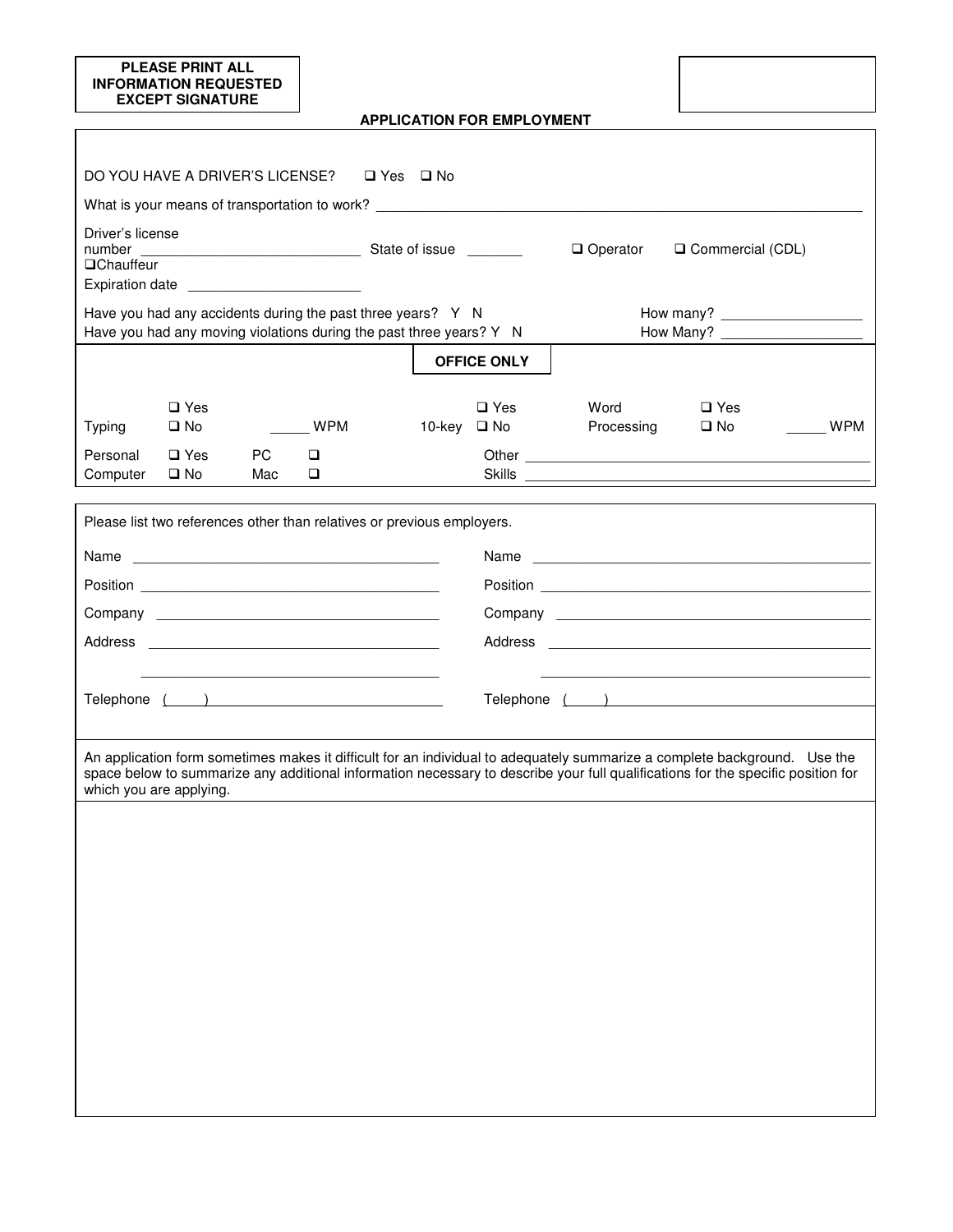**PLEASE PRINT ALL INFORMATION REQUESTED EXCEPT SIGNATURE**

## APPLICATION FOR EMPLOYMENT

DO YOU HAVE A DRIVER'S LICENSE? ❑ Yes ❑ No

What is your means of transportation to work? ______________________________

Driver's license number ____________________ State of issue _______ ❑ Operator ❑ Commercial (CDL) ❑ Chauffeur

Expiration date ____________________

Have you had any accidents during the past three years? Y N How many? ______________

Have you had any moving violations during the past three years? Y N How Many? ______________

**OFFICE ONLY**

| | | | | | | | | |
|---|---|---|---|---|---|---|---|---|
| Typing | ❑ Yes ❑ No | _____ WPM | 10-key | ❑ Yes ❑ No | Word Processing | ❑ Yes ❑ No | _____ WPM |
| Personal Computer | ❑ Yes ❑ No | PC ❑ Mac ❑ | | Other Skills ______________________ | | | |

Please list two references other than relatives or previous employers.

| | |
|---|---|
| Name ______________________ | Name ______________________ |
| Position ______________________ | Position ______________________ |
| Company ______________________ | Company ______________________ |
| Address ______________________ | Address ______________________ |
| ______________________ | ______________________ |
| Telephone (     ) ______________________ | Telephone (     ) ______________________ |

An application form sometimes makes it difficult for an individual to adequately summarize a complete background. Use the space below to summarize any additional information necessary to describe your full qualifications for the specific position for which you are applying.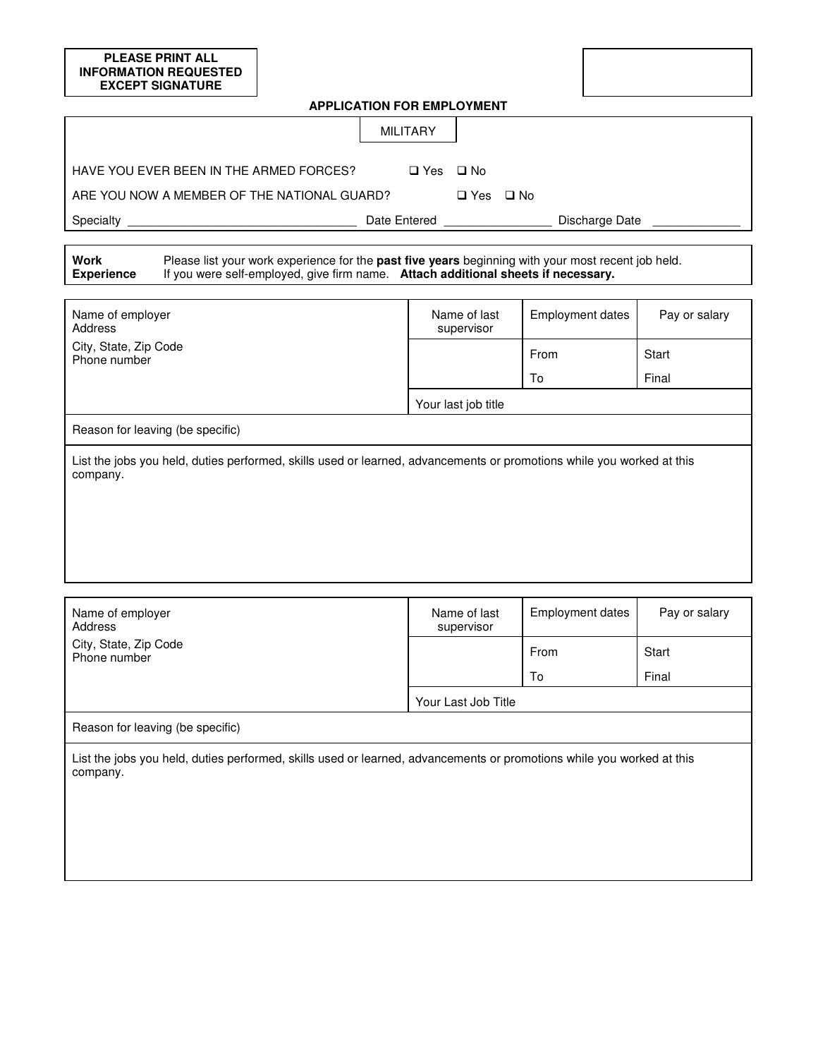**PLEASE PRINT ALL INFORMATION REQUESTED EXCEPT SIGNATURE**

## APPLICATION FOR EMPLOYMENT

### MILITARY

HAVE YOU EVER BEEN IN THE ARMED FORCES? ❑ Yes ❑ No

ARE YOU NOW A MEMBER OF THE NATIONAL GUARD? ❑ Yes ❑ No

Specialty ______________________ Date Entered ____________ Discharge Date __________

**Work Experience** Please list your work experience for the **past five years** beginning with your most recent job held. If you were self-employed, give firm name. **Attach additional sheets if necessary.**

| Name of employer<br>Address<br>City, State, Zip Code<br>Phone number | Name of last supervisor | Employment dates | Pay or salary |
|---|---|---|---|
| | | From | Start |
| | | To | Final |
| | Your last job title | | |
| Reason for leaving (be specific) | | | |
| List the jobs you held, duties performed, skills used or learned, advancements or promotions while you worked at this company. | | | |

| Name of employer<br>Address<br>City, State, Zip Code<br>Phone number | Name of last supervisor | Employment dates | Pay or salary |
|---|---|---|---|
| | | From | Start |
| | | To | Final |
| | Your Last Job Title | | |
| Reason for leaving (be specific) | | | |
| List the jobs you held, duties performed, skills used or learned, advancements or promotions while you worked at this company. | | | |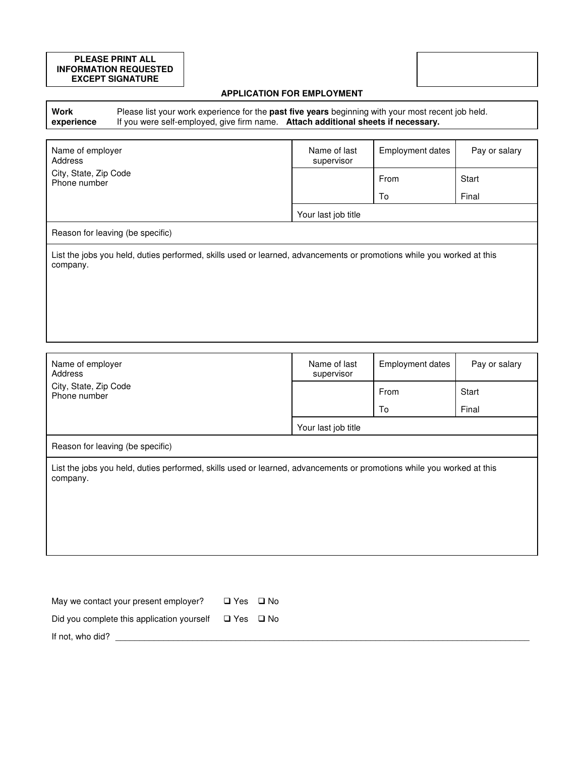**PLEASE PRINT ALL INFORMATION REQUESTED EXCEPT SIGNATURE**

## APPLICATION FOR EMPLOYMENT

| **Work experience** | Please list your work experience for the **past five years** beginning with your most recent job held. If you were self-employed, give firm name. **Attach additional sheets if necessary.** |
|---|---|

| Name of employer<br>Address<br>City, State, Zip Code<br>Phone number | Name of last supervisor | Employment dates | Pay or salary |
|---|---|---|---|
| | | From | Start |
| | | To | Final |
| | Your last job title | | |
| Reason for leaving (be specific) | | | |
| List the jobs you held, duties performed, skills used or learned, advancements or promotions while you worked at this company. | | | |

| Name of employer<br>Address<br>City, State, Zip Code<br>Phone number | Name of last supervisor | Employment dates | Pay or salary |
|---|---|---|---|
| | | From | Start |
| | | To | Final |
| | Your last job title | | |
| Reason for leaving (be specific) | | | |
| List the jobs you held, duties performed, skills used or learned, advancements or promotions while you worked at this company. | | | |

May we contact your present employer? ❑ Yes ❑ No

Did you complete this application yourself ❑ Yes ❑ No

If not, who did? ____________________________________________________________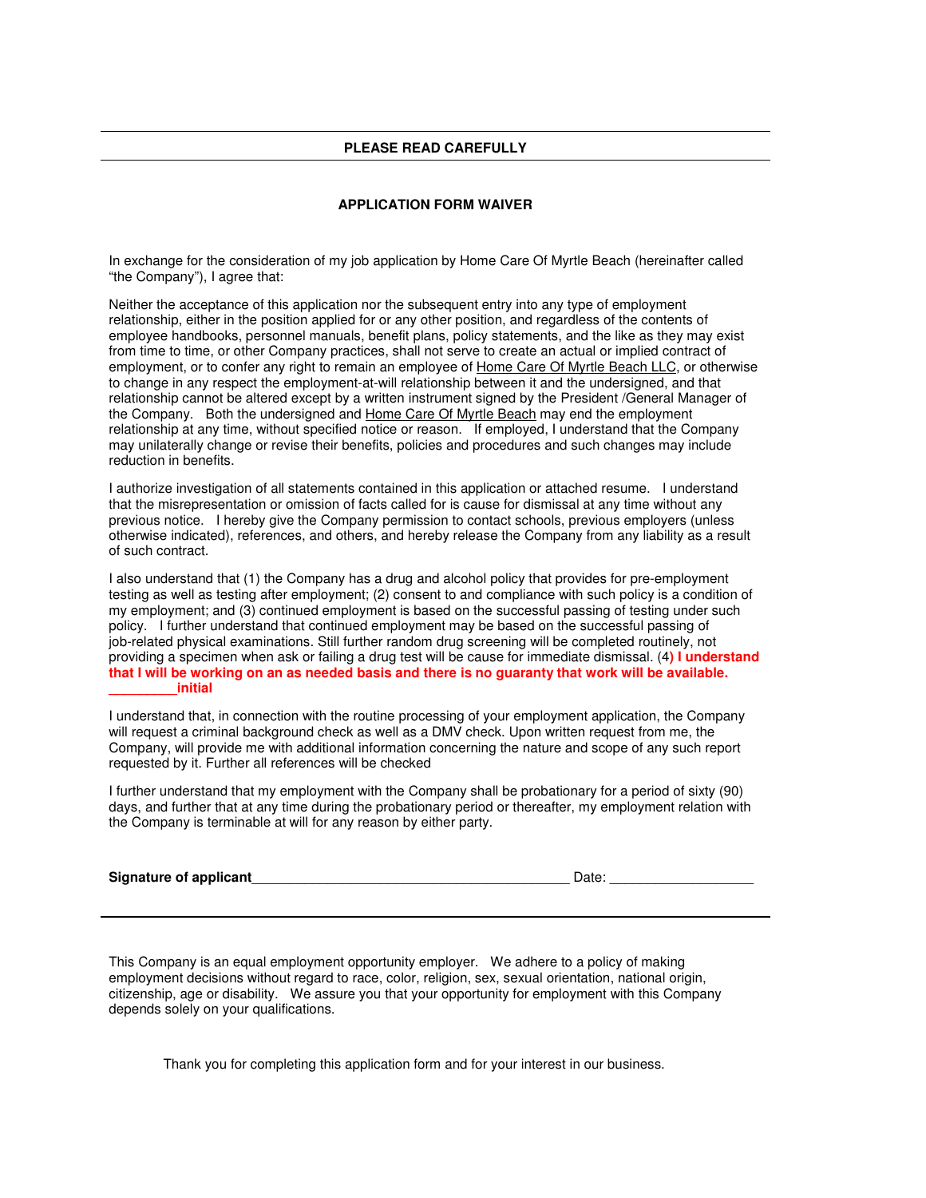**PLEASE READ CAREFULLY**

**APPLICATION FORM WAIVER**

In exchange for the consideration of my job application by Home Care Of Myrtle Beach (hereinafter called "the Company"), I agree that:

Neither the acceptance of this application nor the subsequent entry into any type of employment relationship, either in the position applied for or any other position, and regardless of the contents of employee handbooks, personnel manuals, benefit plans, policy statements, and the like as they may exist from time to time, or other Company practices, shall not serve to create an actual or implied contract of employment, or to confer any right to remain an employee of Home Care Of Myrtle Beach LLC, or otherwise to change in any respect the employment-at-will relationship between it and the undersigned, and that relationship cannot be altered except by a written instrument signed by the President /General Manager of the Company. Both the undersigned and Home Care Of Myrtle Beach may end the employment relationship at any time, without specified notice or reason. If employed, I understand that the Company may unilaterally change or revise their benefits, policies and procedures and such changes may include reduction in benefits.

I authorize investigation of all statements contained in this application or attached resume. I understand that the misrepresentation or omission of facts called for is cause for dismissal at any time without any previous notice. I hereby give the Company permission to contact schools, previous employers (unless otherwise indicated), references, and others, and hereby release the Company from any liability as a result of such contract.

I also understand that (1) the Company has a drug and alcohol policy that provides for pre-employment testing as well as testing after employment; (2) consent to and compliance with such policy is a condition of my employment; and (3) continued employment is based on the successful passing of testing under such policy. I further understand that continued employment may be based on the successful passing of job-related physical examinations. Still further random drug screening will be completed routinely, not providing a specimen when ask or failing a drug test will be cause for immediate dismissal. (4**) I understand that I will be working on an as needed basis and there is no guaranty that work will be available. _________initial**

I understand that, in connection with the routine processing of your employment application, the Company will request a criminal background check as well as a DMV check. Upon written request from me, the Company, will provide me with additional information concerning the nature and scope of any such report requested by it. Further all references will be checked

I further understand that my employment with the Company shall be probationary for a period of sixty (90) days, and further that at any time during the probationary period or thereafter, my employment relation with the Company is terminable at will for any reason by either party.

**Signature of applicant**_________________________________________ Date: ___________________

---

This Company is an equal employment opportunity employer. We adhere to a policy of making employment decisions without regard to race, color, religion, sex, sexual orientation, national origin, citizenship, age or disability. We assure you that your opportunity for employment with this Company depends solely on your qualifications.

Thank you for completing this application form and for your interest in our business.